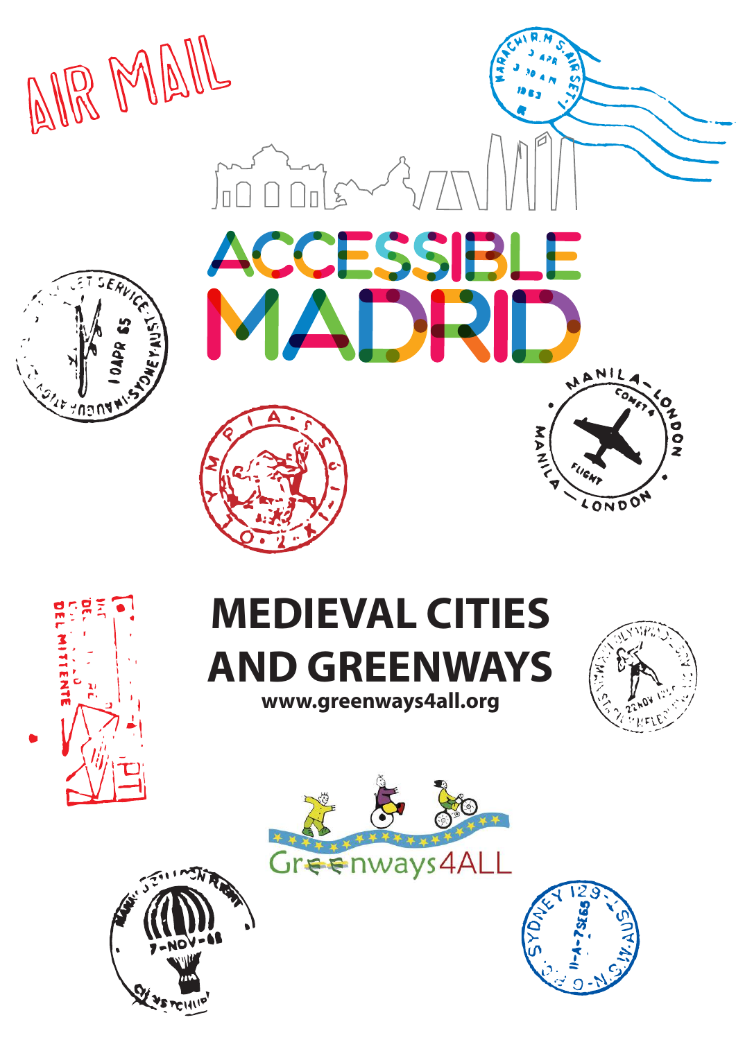AIR MAIL

# ACCESSIBLE MADRID

# MEDIEVAL CITIES AND GREENWAYS

**www.greenways4all.org**

Greenways4ALL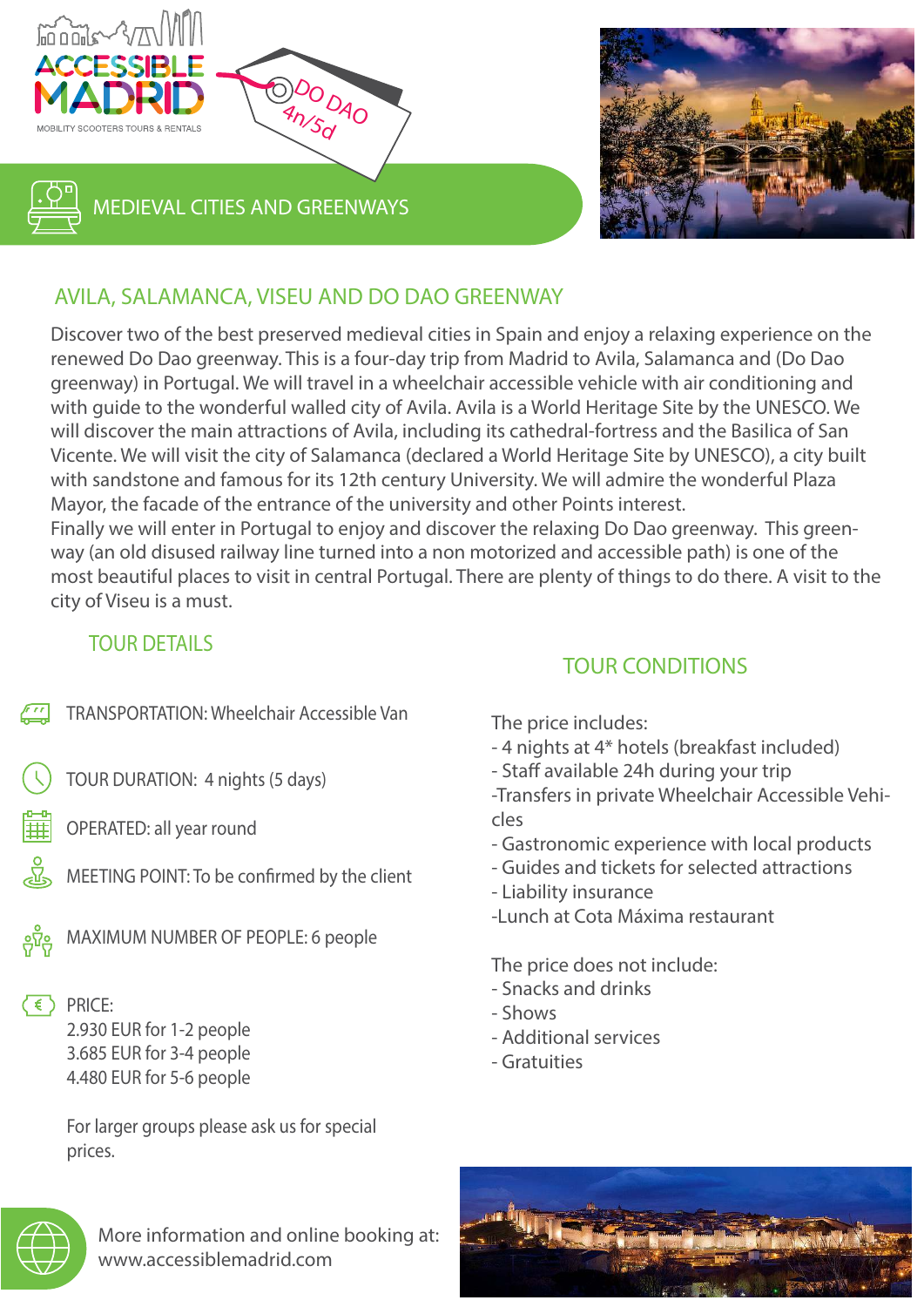ACCESSIBLE MADRID

MOBILITY SCOOTERS TOURS & RENTALS

DO DAO 4n/5d

## MEDIEVAL CITIES AND GREENWAYS

## AVILA, SALAMANCA, VISEU AND DO DAO GREENWAY

Discover two of the best preserved medieval cities in Spain and enjoy a relaxing experience on the renewed Do Dao greenway. This is a four-day trip from Madrid to Avila, Salamanca and (Do Dao greenway) in Portugal. We will travel in a wheelchair accessible vehicle with air conditioning and with guide to the wonderful walled city of Avila. Avila is a World Heritage Site by the UNESCO. We will discover the main attractions of Avila, including its cathedral-fortress and the Basilica of San Vicente. We will visit the city of Salamanca (declared a World Heritage Site by UNESCO), a city built with sandstone and famous for its 12th century University. We will admire the wonderful Plaza Mayor, the facade of the entrance of the university and other Points interest.
Finally we will enter in Portugal to enjoy and discover the relaxing Do Dao greenway. This greenway (an old disused railway line turned into a non motorized and accessible path) is one of the most beautiful places to visit in central Portugal. There are plenty of things to do there. A visit to the city of Viseu is a must.

### TOUR DETAILS

TRANSPORTATION: Wheelchair Accessible Van

TOUR DURATION: 4 nights (5 days)

OPERATED: all year round

MEETING POINT: To be confirmed by the client

MAXIMUM NUMBER OF PEOPLE: 6 people

PRICE:
2.930 EUR for 1-2 people
3.685 EUR for 3-4 people
4.480 EUR for 5-6 people

For larger groups please ask us for special prices.

### TOUR CONDITIONS

The price includes:
- 4 nights at 4* hotels (breakfast included)
- Staff available 24h during your trip
-Transfers in private Wheelchair Accessible Vehicles
- Gastronomic experience with local products
- Guides and tickets for selected attractions
- Liability insurance
-Lunch at Cota Máxima restaurant

The price does not include:
- Snacks and drinks
- Shows
- Additional services
- Gratuities

More information and online booking at:
www.accessiblemadrid.com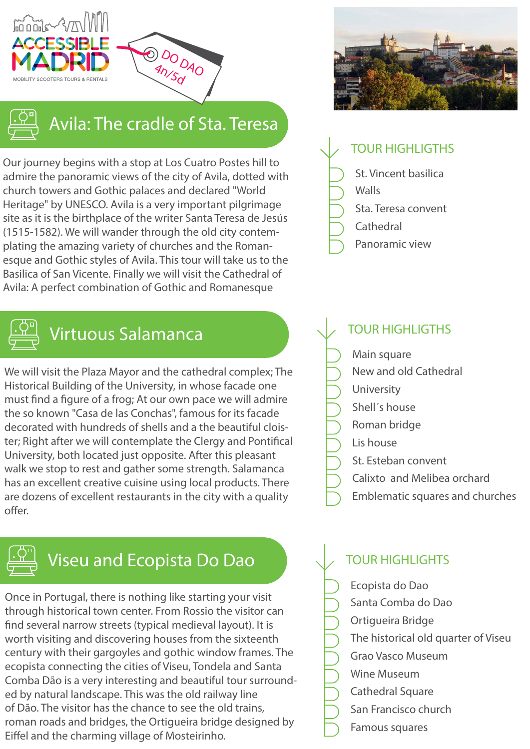ACCESSIBLE MADRID
MOBILITY SCOOTERS TOURS & RENTALS

DO DAO
4n/5d

## Avila: The cradle of Sta. Teresa

Our journey begins with a stop at Los Cuatro Postes hill to admire the panoramic views of the city of Avila, dotted with church towers and Gothic palaces and declared "World Heritage" by UNESCO. Avila is a very important pilgrimage site as it is the birthplace of the writer Santa Teresa de Jesús (1515-1582). We will wander through the old city contemplating the amazing variety of churches and the Romanesque and Gothic styles of Avila. This tour will take us to the Basilica of San Vicente. Finally we will visit the Cathedral of Avila: A perfect combination of Gothic and Romanesque

### TOUR HIGHLIGTHS

- St. Vincent basilica
- Walls
- Sta. Teresa convent
- Cathedral
- Panoramic view

## Virtuous Salamanca

We will visit the Plaza Mayor and the cathedral complex; The Historical Building of the University, in whose facade one must find a figure of a frog; At our own pace we will admire the so known "Casa de las Conchas", famous for its facade decorated with hundreds of shells and a the beautiful cloister; Right after we will contemplate the Clergy and Pontifical University, both located just opposite. After this pleasant walk we stop to rest and gather some strength. Salamanca has an excellent creative cuisine using local products. There are dozens of excellent restaurants in the city with a quality offer.

### TOUR HIGHLIGTHS

- Main square
- New and old Cathedral
- University
- Shell´s house
- Roman bridge
- Lis house
- St. Esteban convent
- Calixto and Melibea orchard
- Emblematic squares and churches

## Viseu and Ecopista Do Dao

Once in Portugal, there is nothing like starting your visit through historical town center. From Rossio the visitor can find several narrow streets (typical medieval layout). It is worth visiting and discovering houses from the sixteenth century with their gargoyles and gothic window frames. The ecopista connecting the cities of Viseu, Tondela and Santa Comba Dão is a very interesting and beautiful tour surrounded by natural landscape. This was the old railway line of Dão. The visitor has the chance to see the old trains, roman roads and bridges, the Ortigueira bridge designed by Eiffel and the charming village of Mosteirinho.

### TOUR HIGHLIGHTS

- Ecopista do Dao
- Santa Comba do Dao
- Ortigueira Bridge
- The historical old quarter of Viseu
- Grao Vasco Museum
- Wine Museum
- Cathedral Square
- San Francisco church
- Famous squares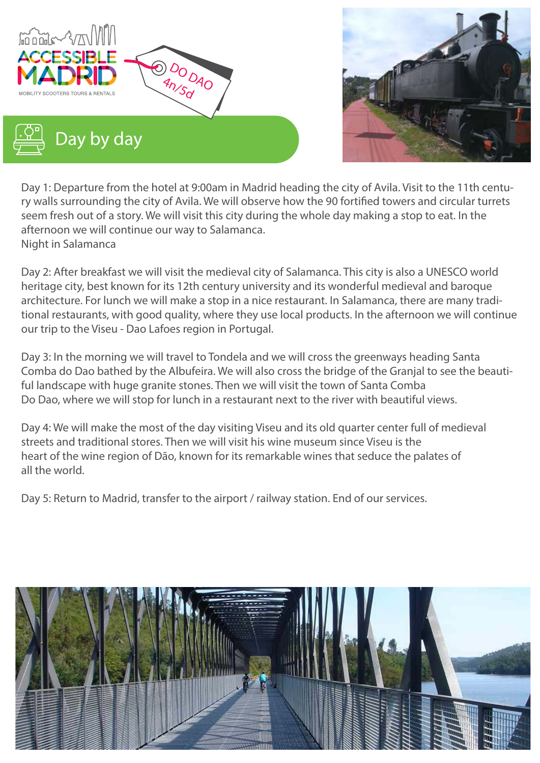ACCESSIBLE MADRID

MOBILITY SCOOTERS TOURS & RENTALS

DO DAO 4n/5d

## Day by day

Day 1: Departure from the hotel at 9:00am in Madrid heading the city of Avila. Visit to the 11th century walls surrounding the city of Avila. We will observe how the 90 fortified towers and circular turrets seem fresh out of a story. We will visit this city during the whole day making a stop to eat. In the afternoon we will continue our way to Salamanca.
Night in Salamanca

Day 2: After breakfast we will visit the medieval city of Salamanca. This city is also a UNESCO world heritage city, best known for its 12th century university and its wonderful medieval and baroque architecture. For lunch we will make a stop in a nice restaurant. In Salamanca, there are many traditional restaurants, with good quality, where they use local products. In the afternoon we will continue our trip to the Viseu - Dao Lafoes region in Portugal.

Day 3: In the morning we will travel to Tondela and we will cross the greenways heading Santa Comba do Dao bathed by the Albufeira. We will also cross the bridge of the Granjal to see the beautiful landscape with huge granite stones. Then we will visit the town of Santa Comba Do Dao, where we will stop for lunch in a restaurant next to the river with beautiful views.

Day 4: We will make the most of the day visiting Viseu and its old quarter center full of medieval streets and traditional stores. Then we will visit his wine museum since Viseu is the heart of the wine region of Dão, known for its remarkable wines that seduce the palates of all the world.

Day 5: Return to Madrid, transfer to the airport / railway station. End of our services.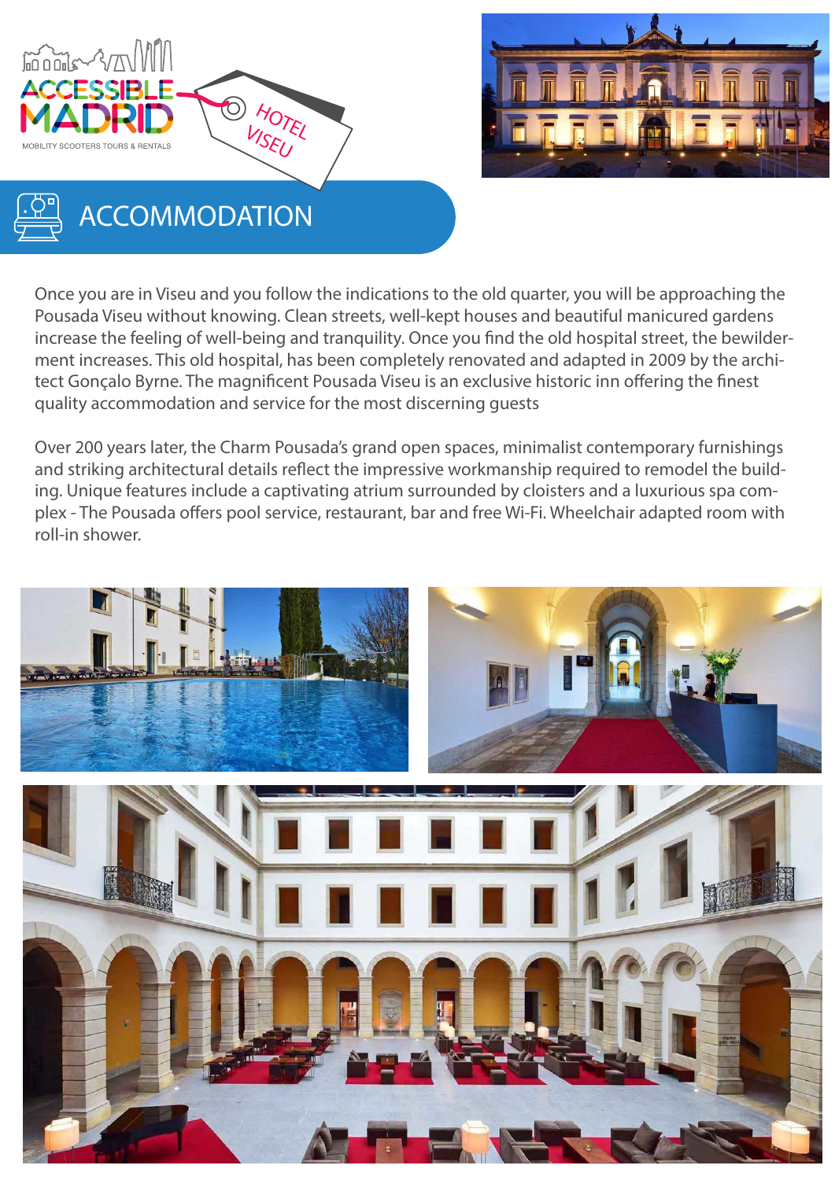# ACCOMMODATION

Once you are in Viseu and you follow the indications to the old quarter, you will be approaching the Pousada Viseu without knowing. Clean streets, well-kept houses and beautiful manicured gardens increase the feeling of well-being and tranquility. Once you find the old hospital street, the bewilderment increases. This old hospital, has been completely renovated and adapted in 2009 by the architect Gonçalo Byrne. The magnificent Pousada Viseu is an exclusive historic inn offering the finest quality accommodation and service for the most discerning guests

Over 200 years later, the Charm Pousada's grand open spaces, minimalist contemporary furnishings and striking architectural details reflect the impressive workmanship required to remodel the building. Unique features include a captivating atrium surrounded by cloisters and a luxurious spa complex - The Pousada offers pool service, restaurant, bar and free Wi-Fi. Wheelchair adapted room with roll-in shower.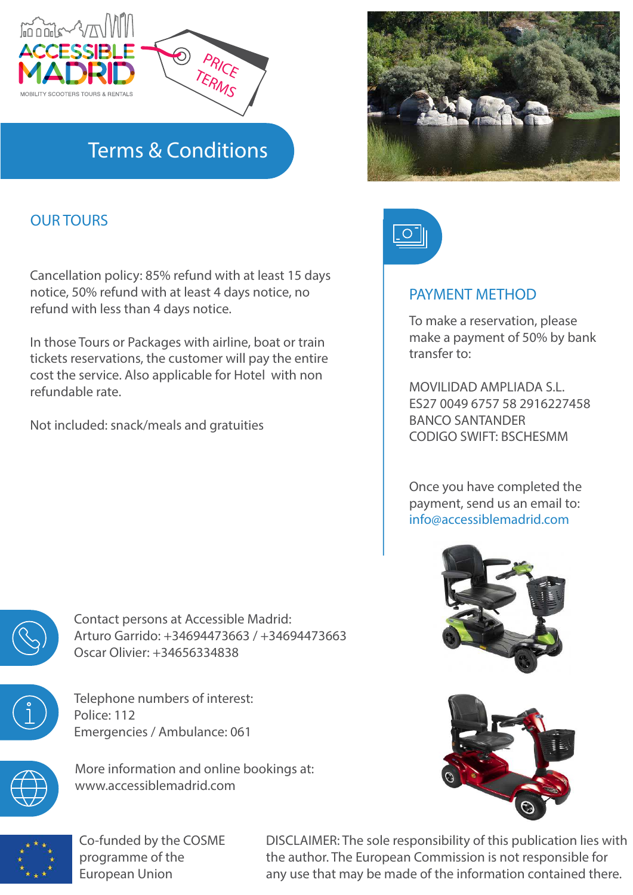ACCESSIBLE MADRID

MOBILITY SCOOTERS TOURS & RENTALS

PRICE TERMS

# Terms & Conditions

## OUR TOURS

Cancellation policy: 85% refund with at least 15 days notice, 50% refund with at least 4 days notice, no refund with less than 4 days notice.

In those Tours or Packages with airline, boat or train tickets reservations, the customer will pay the entire cost the service. Also applicable for Hotel with non refundable rate.

Not included: snack/meals and gratuities

## PAYMENT METHOD

To make a reservation, please make a payment of 50% by bank transfer to:

MOVILIDAD AMPLIADA S.L.
ES27 0049 6757 58 2916227458
BANCO SANTANDER
CODIGO SWIFT: BSCHESMM

Once you have completed the payment, send us an email to: info@accessiblemadrid.com

Contact persons at Accessible Madrid:
Arturo Garrido: +34694473663 / +34694473663
Oscar Olivier: +34656334838

Telephone numbers of interest:
Police: 112
Emergencies / Ambulance: 061

More information and online bookings at:
www.accessiblemadrid.com

Co-funded by the COSME programme of the European Union

DISCLAIMER: The sole responsibility of this publication lies with the author. The European Commission is not responsible for any use that may be made of the information contained there.